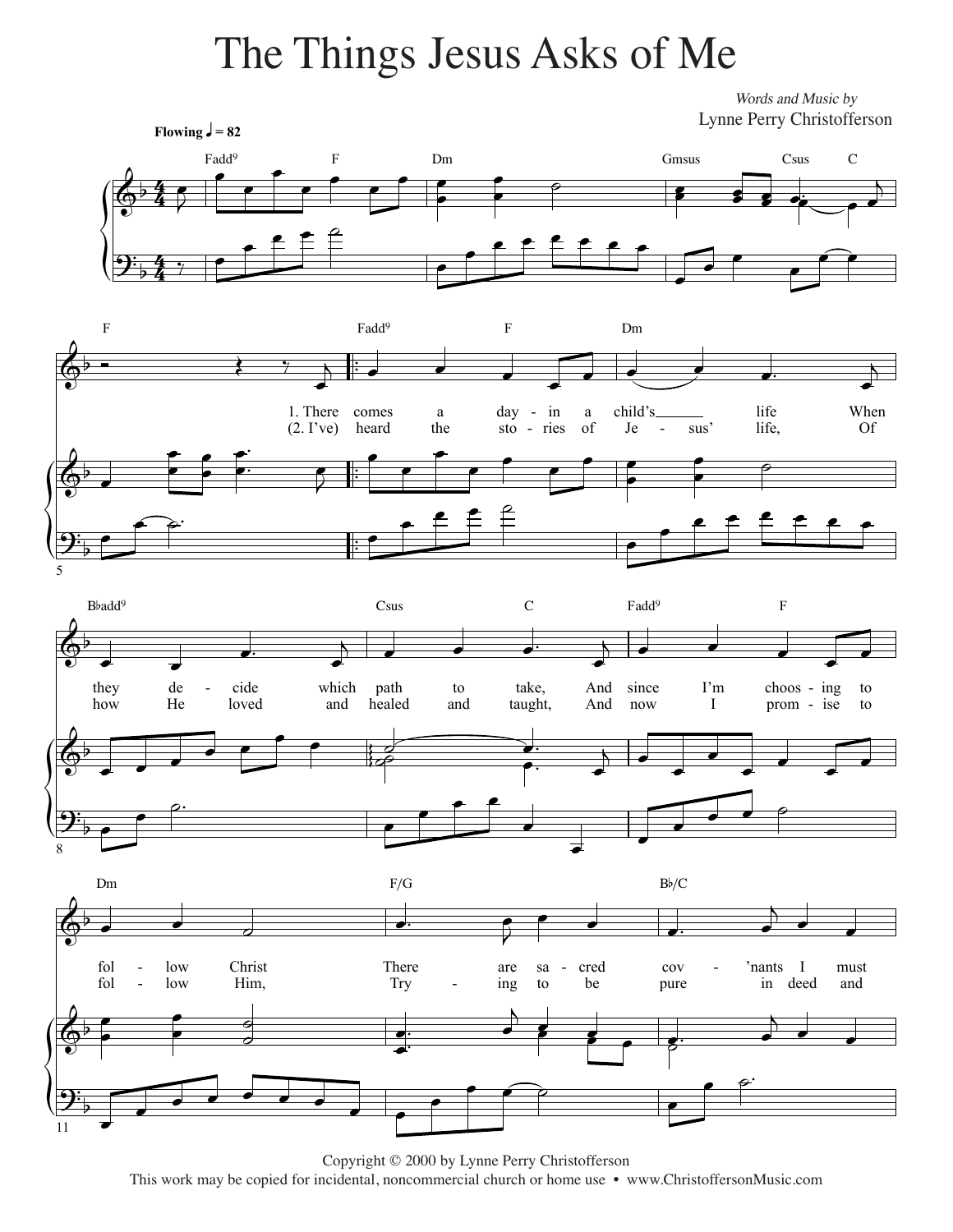# The Things Jesus Asks of Me

*Words and Music by*
Lynne Perry Christofferson

Flowing ♩ = 82

Fadd9 F Dm Gmsus Csus C

F Fadd9 F Dm

1. There comes a day - in a child's life When
(2. I've) heard the sto - ries of Je - sus' life, Of

Bbadd9 Csus C Fadd9 F

they de - cide which path to take, And since I'm choos - ing to
how He loved and healed and taught, And now I prom - ise to

Dm F/G Bb/C

fol - low Christ There are sa - cred cov - 'nants I must
fol - low Him, Try - ing to be pure in deed and

Copyright © 2000 by Lynne Perry Christofferson
This work may be copied for incidental, noncommercial church or home use • www.ChristoffersonMusic.com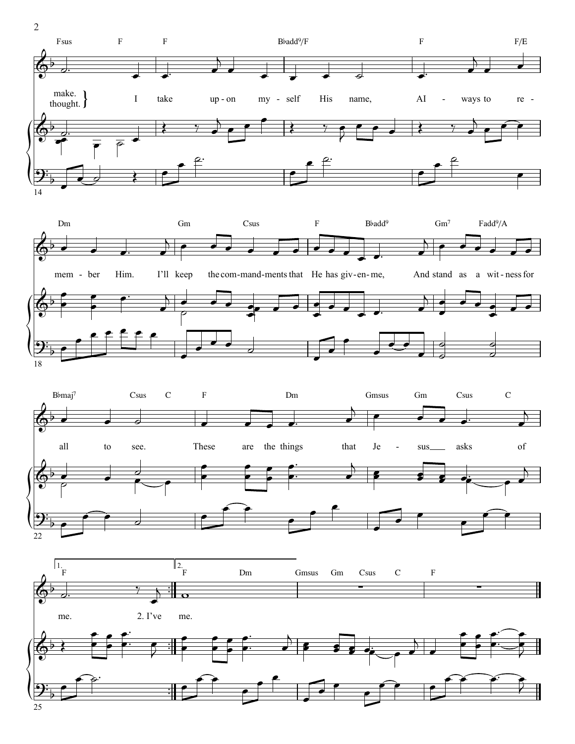Fsus F F B♭add9/F F F/E

make. / thought. } I take up - on my - self His name, Al - ways to re -

Dm Gm Csus F B♭add9 Gm7 Fadd9/A

mem - ber Him. I'll keep the com - mand - ments that He has giv - en - me, And stand as a wit - ness for

B♭maj7 Csus C F Dm Gmsus Gm Csus C

all to see. These are the things that Je - sus asks of

1. F 2. F Dm Gmsus Gm Csus C F

me. 2. I've me.